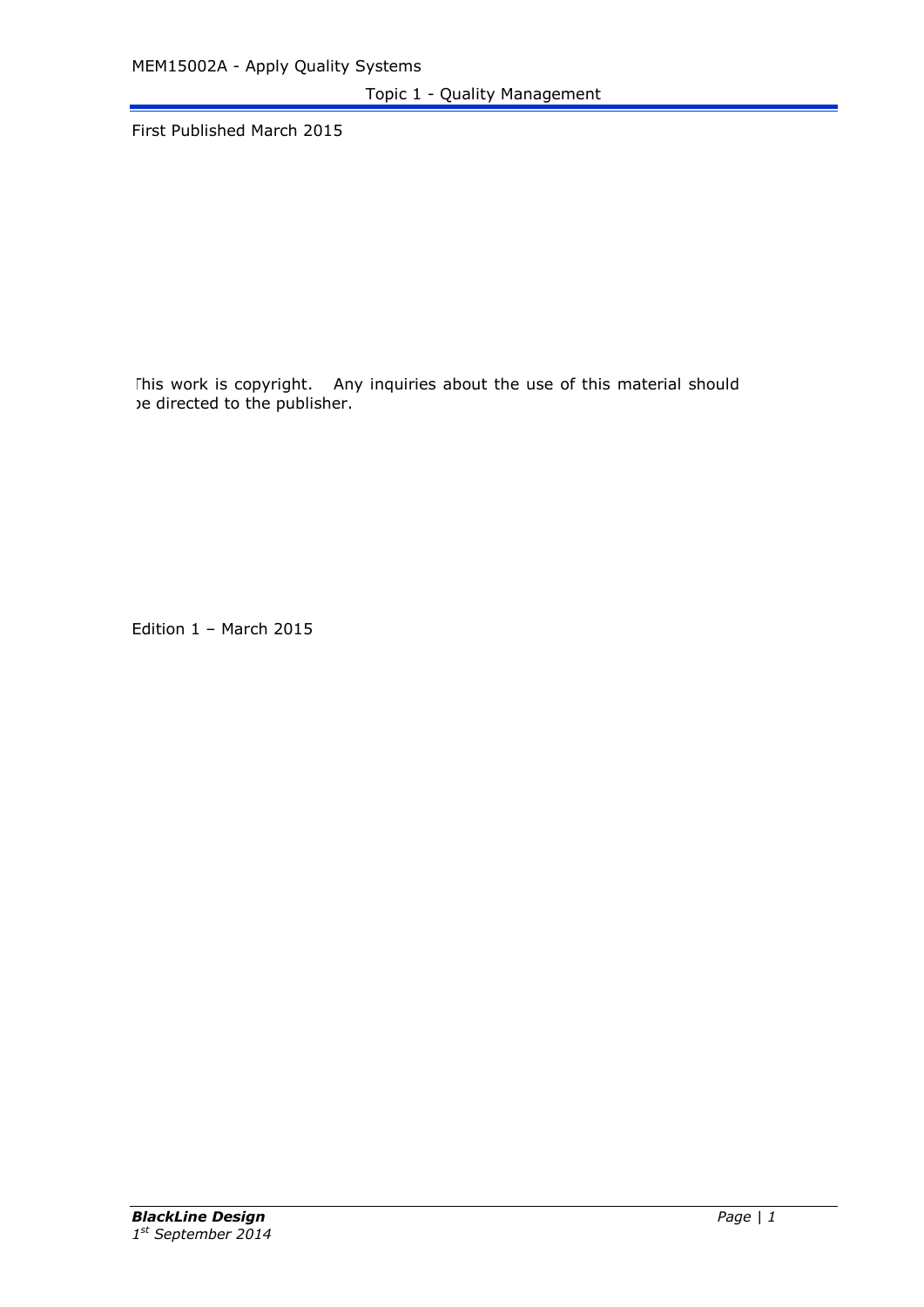First Published March 2015

This work is copyright. Any inquiries about the use of this material should be directed to the publisher.

Edition 1 – March 2015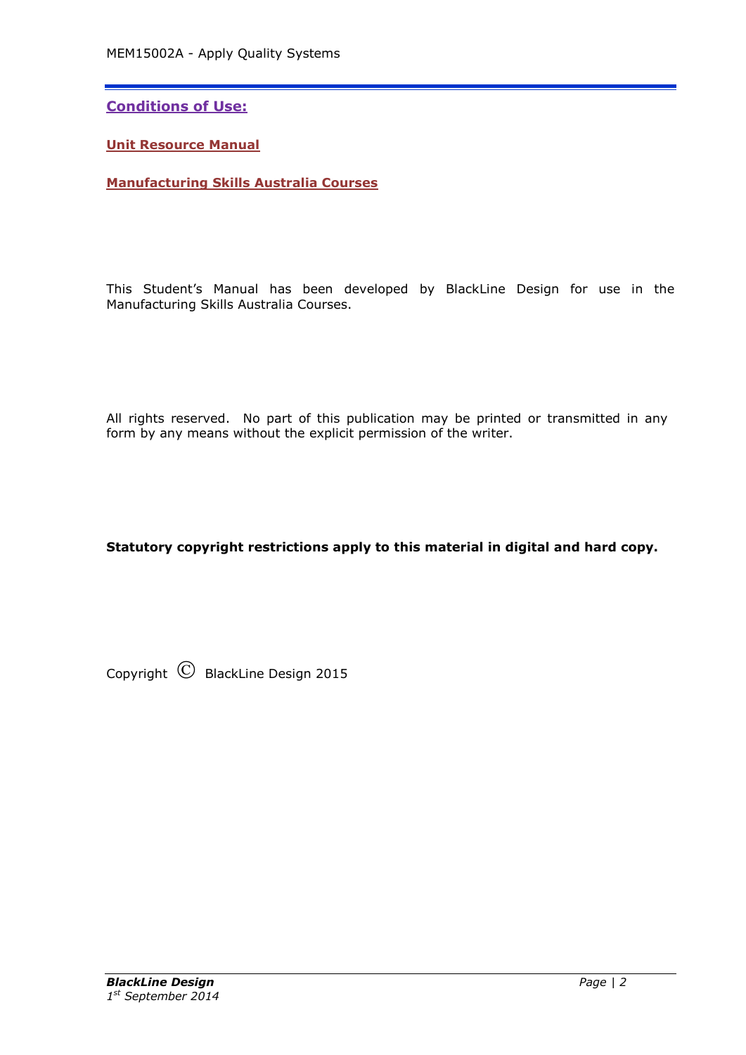## Conditions of Use:

**Unit Resource Manual**

**Manufacturing Skills Australia Courses**

This Student's Manual has been developed by BlackLine Design for use in the Manufacturing Skills Australia Courses.

All rights reserved. No part of this publication may be printed or transmitted in any form by any means without the explicit permission of the writer.

**Statutory copyright restrictions apply to this material in digital and hard copy.**

Copyright © BlackLine Design 2015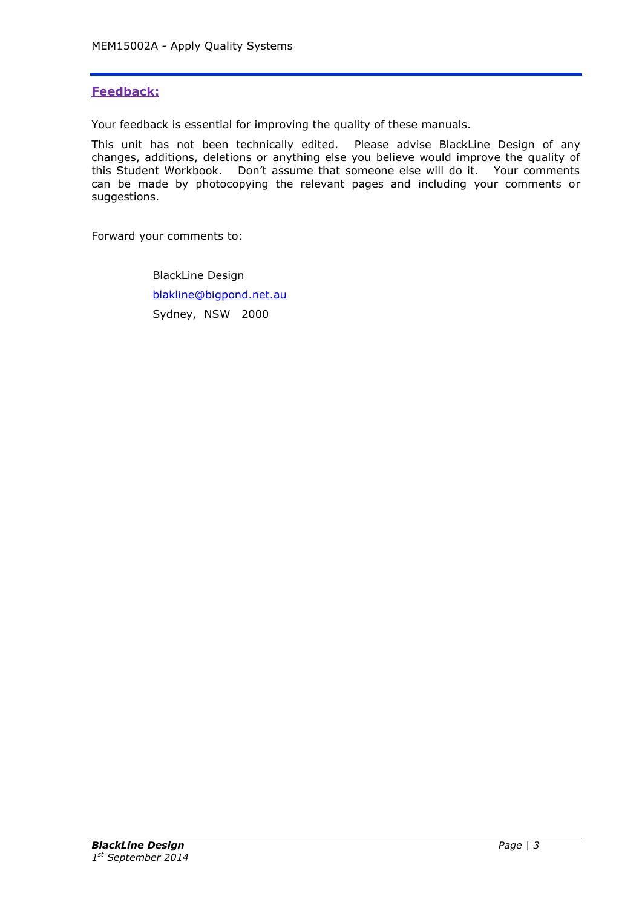## Feedback:

Your feedback is essential for improving the quality of these manuals.

This unit has not been technically edited. Please advise BlackLine Design of any changes, additions, deletions or anything else you believe would improve the quality of this Student Workbook. Don't assume that someone else will do it. Your comments can be made by photocopying the relevant pages and including your comments or suggestions.

Forward your comments to:

BlackLine Design
blakline@bigpond.net.au
Sydney, NSW 2000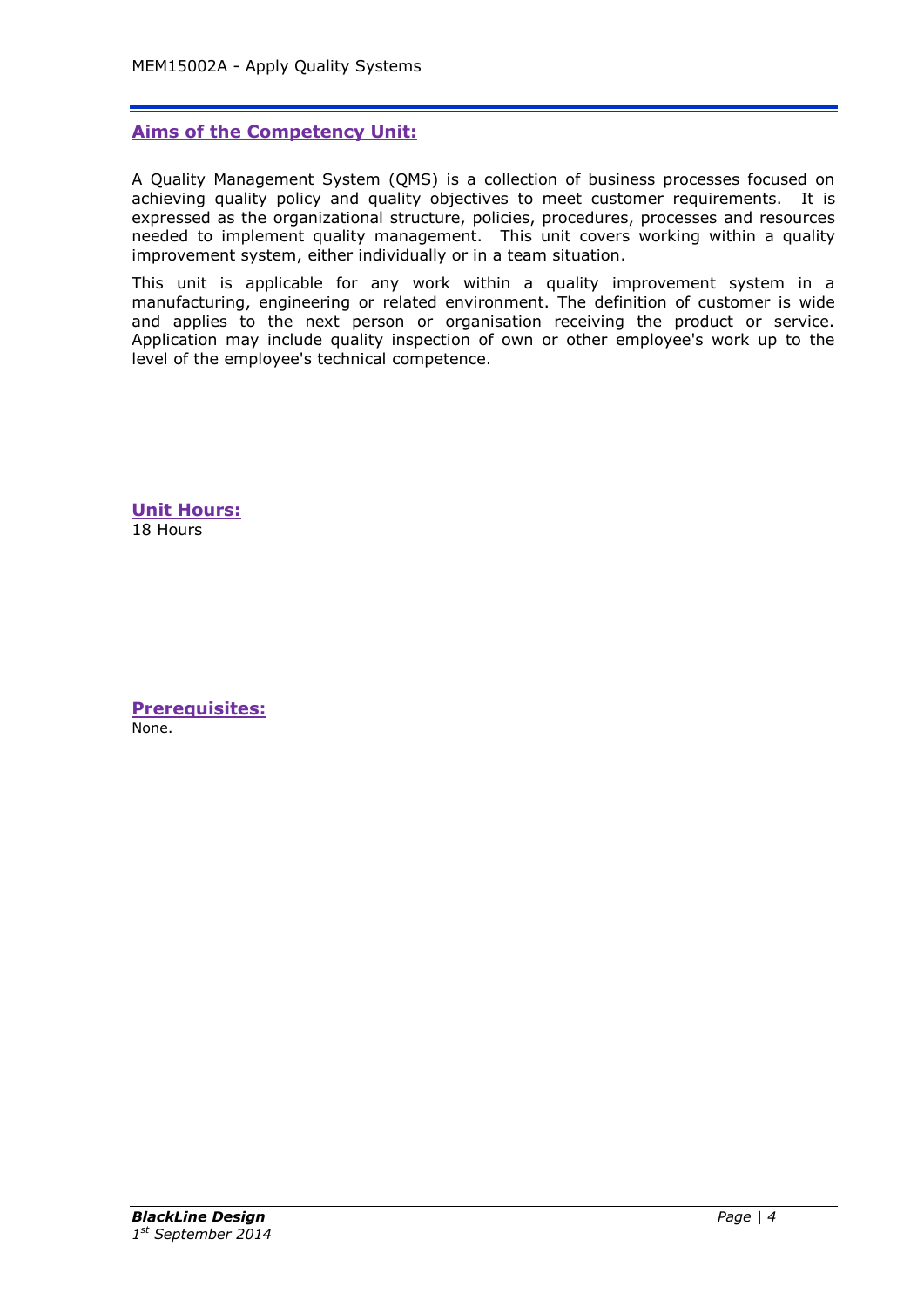## Aims of the Competency Unit:

A Quality Management System (QMS) is a collection of business processes focused on achieving quality policy and quality objectives to meet customer requirements. It is expressed as the organizational structure, policies, procedures, processes and resources needed to implement quality management. This unit covers working within a quality improvement system, either individually or in a team situation.

This unit is applicable for any work within a quality improvement system in a manufacturing, engineering or related environment. The definition of customer is wide and applies to the next person or organisation receiving the product or service. Application may include quality inspection of own or other employee's work up to the level of the employee's technical competence.

## Unit Hours:

18 Hours

## Prerequisites:

None.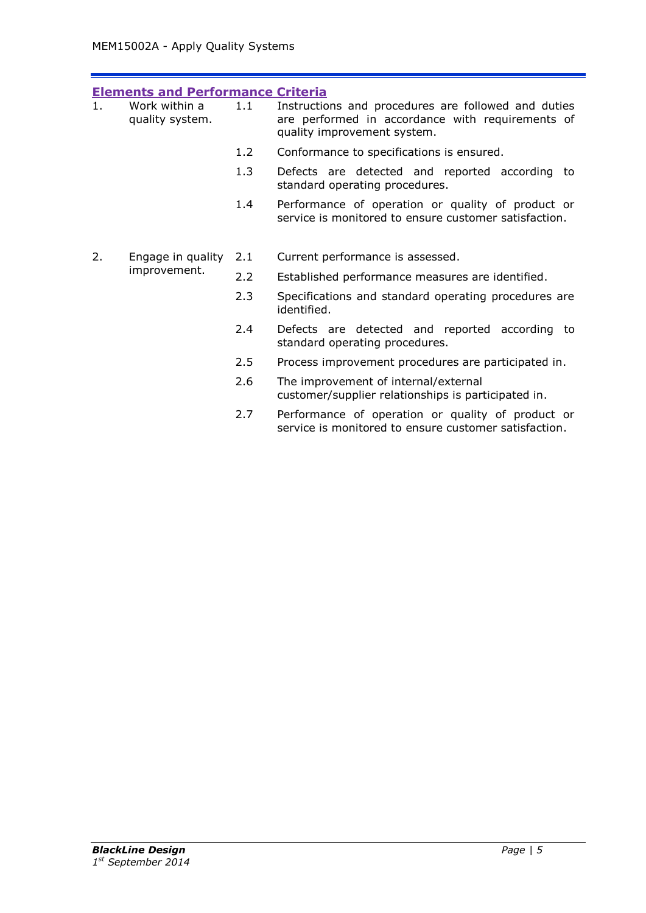## Elements and Performance Criteria

| | Element | | Performance Criteria |
|---|---|---|---|
| 1. | Work within a quality system. | 1.1 | Instructions and procedures are followed and duties are performed in accordance with requirements of quality improvement system. |
| | | 1.2 | Conformance to specifications is ensured. |
| | | 1.3 | Defects are detected and reported according to standard operating procedures. |
| | | 1.4 | Performance of operation or quality of product or service is monitored to ensure customer satisfaction. |
| 2. | Engage in quality improvement. | 2.1 | Current performance is assessed. |
| | | 2.2 | Established performance measures are identified. |
| | | 2.3 | Specifications and standard operating procedures are identified. |
| | | 2.4 | Defects are detected and reported according to standard operating procedures. |
| | | 2.5 | Process improvement procedures are participated in. |
| | | 2.6 | The improvement of internal/external customer/supplier relationships is participated in. |
| | | 2.7 | Performance of operation or quality of product or service is monitored to ensure customer satisfaction. |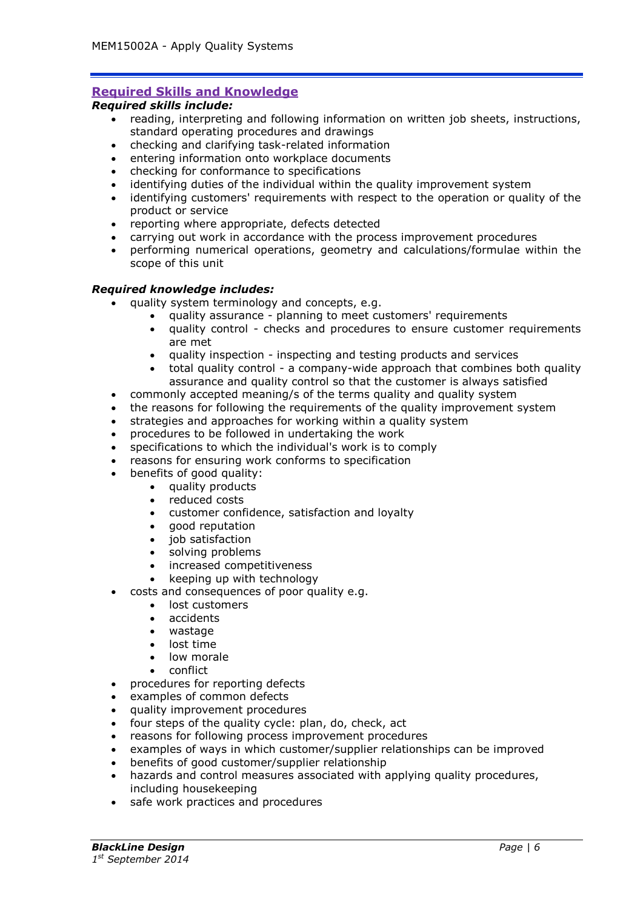## Required Skills and Knowledge

***Required skills include:***

- reading, interpreting and following information on written job sheets, instructions, standard operating procedures and drawings
- checking and clarifying task-related information
- entering information onto workplace documents
- checking for conformance to specifications
- identifying duties of the individual within the quality improvement system
- identifying customers' requirements with respect to the operation or quality of the product or service
- reporting where appropriate, defects detected
- carrying out work in accordance with the process improvement procedures
- performing numerical operations, geometry and calculations/formulae within the scope of this unit

***Required knowledge includes:***

- quality system terminology and concepts, e.g.
    - quality assurance - planning to meet customers' requirements
    - quality control - checks and procedures to ensure customer requirements are met
    - quality inspection - inspecting and testing products and services
    - total quality control - a company-wide approach that combines both quality assurance and quality control so that the customer is always satisfied
- commonly accepted meaning/s of the terms quality and quality system
- the reasons for following the requirements of the quality improvement system
- strategies and approaches for working within a quality system
- procedures to be followed in undertaking the work
- specifications to which the individual's work is to comply
- reasons for ensuring work conforms to specification
- benefits of good quality:
    - quality products
    - reduced costs
    - customer confidence, satisfaction and loyalty
    - good reputation
    - job satisfaction
    - solving problems
    - increased competitiveness
    - keeping up with technology
- costs and consequences of poor quality e.g.
    - lost customers
    - accidents
    - wastage
    - lost time
    - low morale
    - conflict
- procedures for reporting defects
- examples of common defects
- quality improvement procedures
- four steps of the quality cycle: plan, do, check, act
- reasons for following process improvement procedures
- examples of ways in which customer/supplier relationships can be improved
- benefits of good customer/supplier relationship
- hazards and control measures associated with applying quality procedures, including housekeeping
- safe work practices and procedures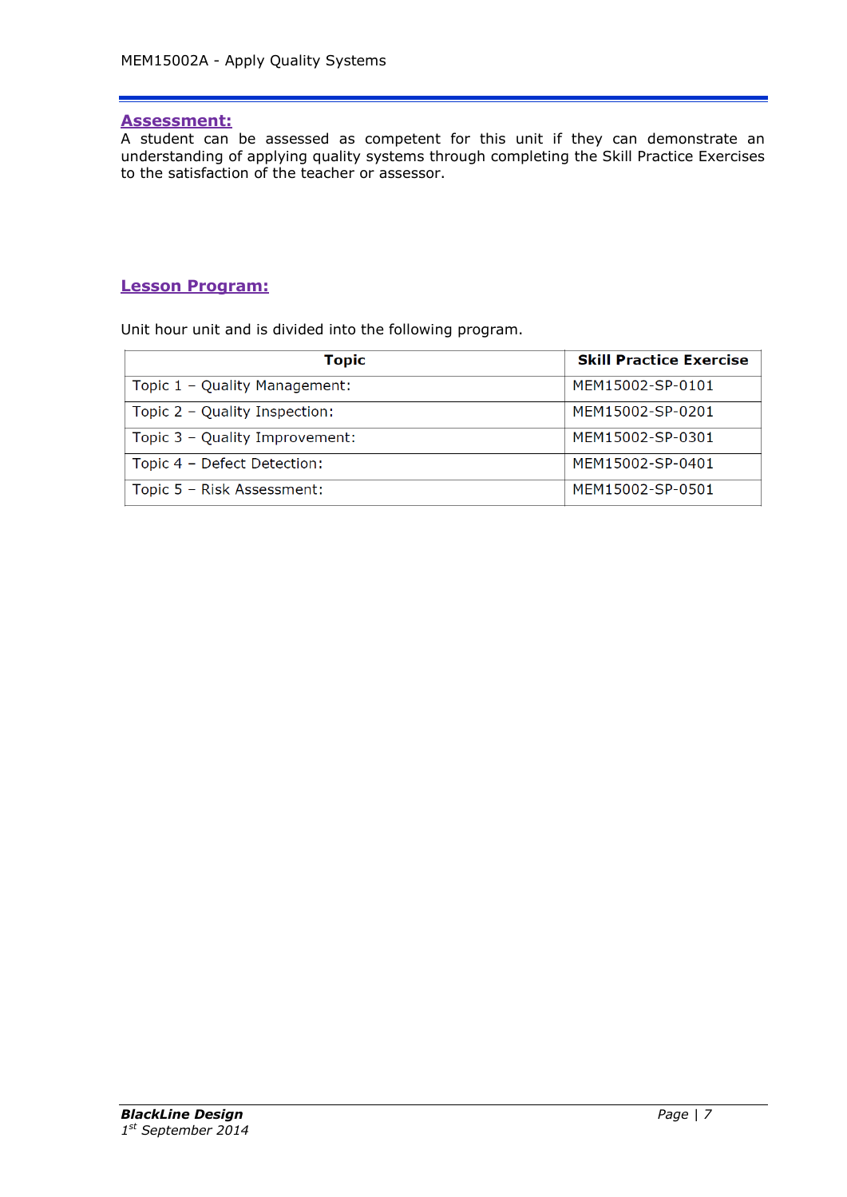## Assessment:

A student can be assessed as competent for this unit if they can demonstrate an understanding of applying quality systems through completing the Skill Practice Exercises to the satisfaction of the teacher or assessor.

## Lesson Program:

Unit hour unit and is divided into the following program.

| Topic | Skill Practice Exercise |
|---|---|
| Topic 1 – Quality Management: | MEM15002-SP-0101 |
| Topic 2 – Quality Inspection: | MEM15002-SP-0201 |
| Topic 3 – Quality Improvement: | MEM15002-SP-0301 |
| Topic 4 – Defect Detection: | MEM15002-SP-0401 |
| Topic 5 – Risk Assessment: | MEM15002-SP-0501 |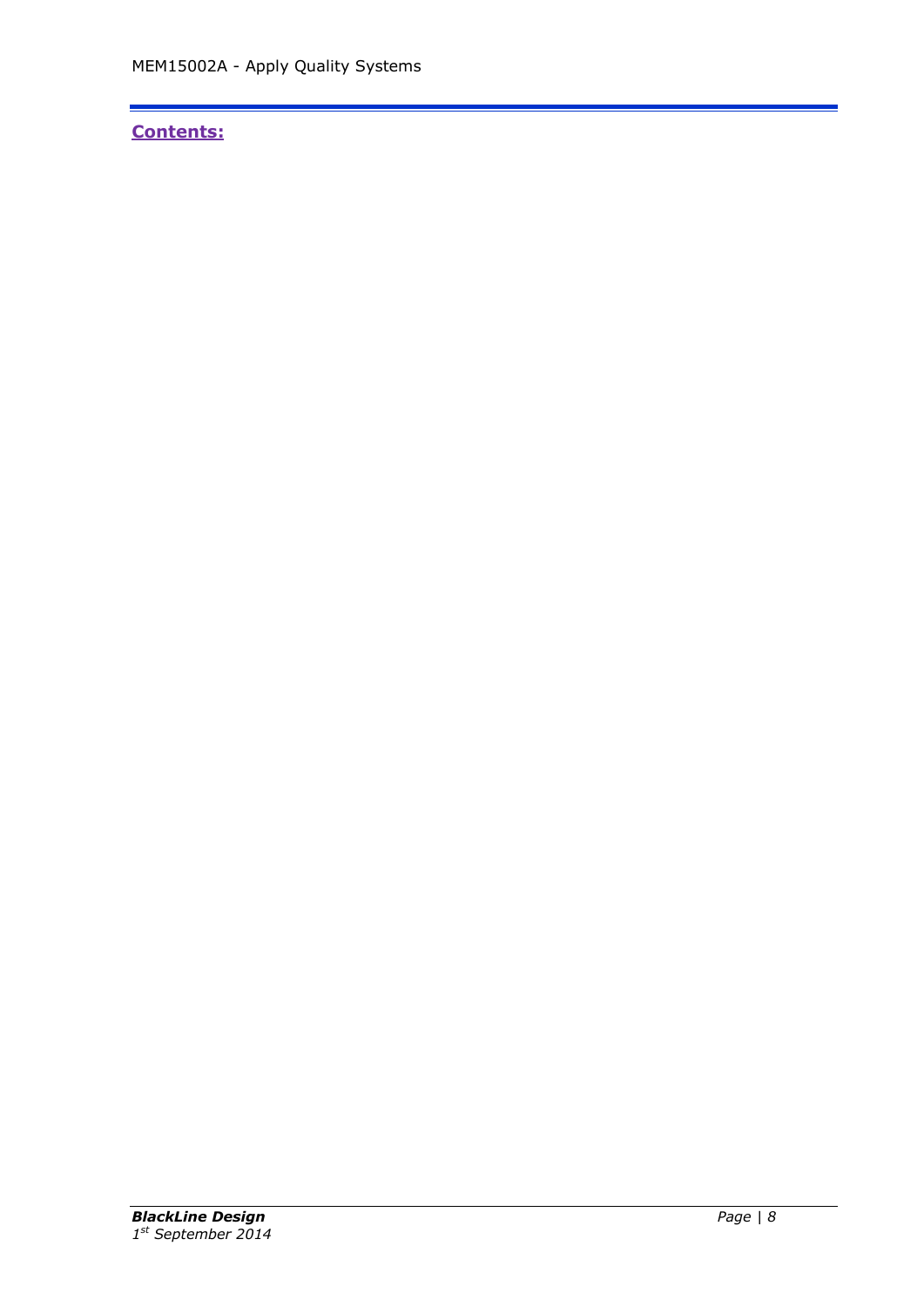**Contents:**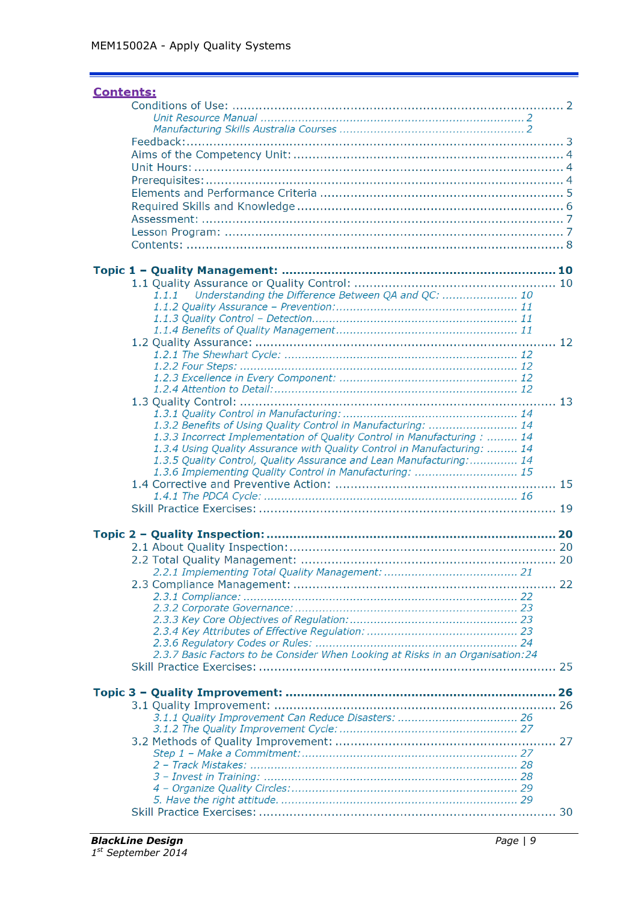## Contents:

Conditions of Use: ........................................................................................ 2

*Unit Resource Manual* ................................................................................ 2

*Manufacturing Skills Australia Courses* ....................................................... 2

Feedback:..................................................................................................... 3

Aims of the Competency Unit: ........................................................................ 4

Unit Hours: .................................................................................................. 4

Prerequisites:................................................................................................ 4

Elements and Performance Criteria ................................................................. 5

Required Skills and Knowledge ....................................................................... 6

Assessment: .................................................................................................. 7

Lesson Program: ............................................................................................ 7

Contents: ....................................................................................................... 8

**Topic 1 – Quality Management: ........................................................................ 10**

1.1 Quality Assurance or Quality Control: ......................................................... 10

*1.1.1 Understanding the Difference Between QA and QC: ..................... 10*

*1.1.2 Quality Assurance – Prevention:.................................................... 11*

*1.1.3 Quality Control – Detection.......................................................... 11*

*1.1.4 Benefits of Quality Management.................................................... 11*

1.2 Quality Assurance: .................................................................................. 12

*1.2.1 The Shewhart Cycle: .................................................................... 12*

*1.2.2 Four Steps: ................................................................................. 12*

*1.2.3 Excellence in Every Component: .................................................. 12*

*1.2.4 Attention to Detail:....................................................................... 12*

1.3 Quality Control: ...................................................................................... 13

*1.3.1 Quality Control in Manufacturing: .................................................. 14*

*1.3.2 Benefits of Using Quality Control in Manufacturing: ......................... 14*

*1.3.3 Incorrect Implementation of Quality Control in Manufacturing : ......... 14*

*1.3.4 Using Quality Assurance with Quality Control in Manufacturing: ......... 14*

*1.3.5 Quality Control, Quality Assurance and Lean Manufacturing:.............. 14*

*1.3.6 Implementing Quality Control in Manufacturing: ............................. 15*

1.4 Corrective and Preventive Action: .............................................................. 15

*1.4.1 The PDCA Cycle: .......................................................................... 16*

Skill Practice Exercises: ................................................................................. 19

**Topic 2 – Quality Inspection: ............................................................................ 20**

2.1 About Quality Inspection:.......................................................................... 20

2.2 Total Quality Management: ....................................................................... 20

*2.2.1 Implementing Total Quality Management: ....................................... 21*

2.3 Compliance Management: ......................................................................... 22

*2.3.1 Compliance: ................................................................................ 22*

*2.3.2 Corporate Governance: ................................................................ 23*

*2.3.3 Key Core Objectives of Regulation:................................................ 23*

*2.3.4 Key Attributes of Effective Regulation: ........................................... 23*

*2.3.6 Regulatory Codes or Rules: .......................................................... 24*

*2.3.7 Basic Factors to be Consider When Looking at Risks in an Organisation:24*

Skill Practice Exercises: ................................................................................. 25

**Topic 3 – Quality Improvement: ........................................................................ 26**

3.1 Quality Improvement: ............................................................................... 26

*3.1.1 Quality Improvement Can Reduce Disasters: ................................... 26*

*3.1.2 The Quality Improvement Cycle: .................................................... 27*

3.2 Methods of Quality Improvement: .............................................................. 27

*Step 1 – Make a Commitment:.......................................................... 27*

*2 – Track Mistakes: ........................................................................... 28*

*3 – Invest in Training: ........................................................................ 28*

*4 – Organize Quality Circles:................................................................ 29*

*5. Have the right attitude. .................................................................. 29*

Skill Practice Exercises: ................................................................................. 30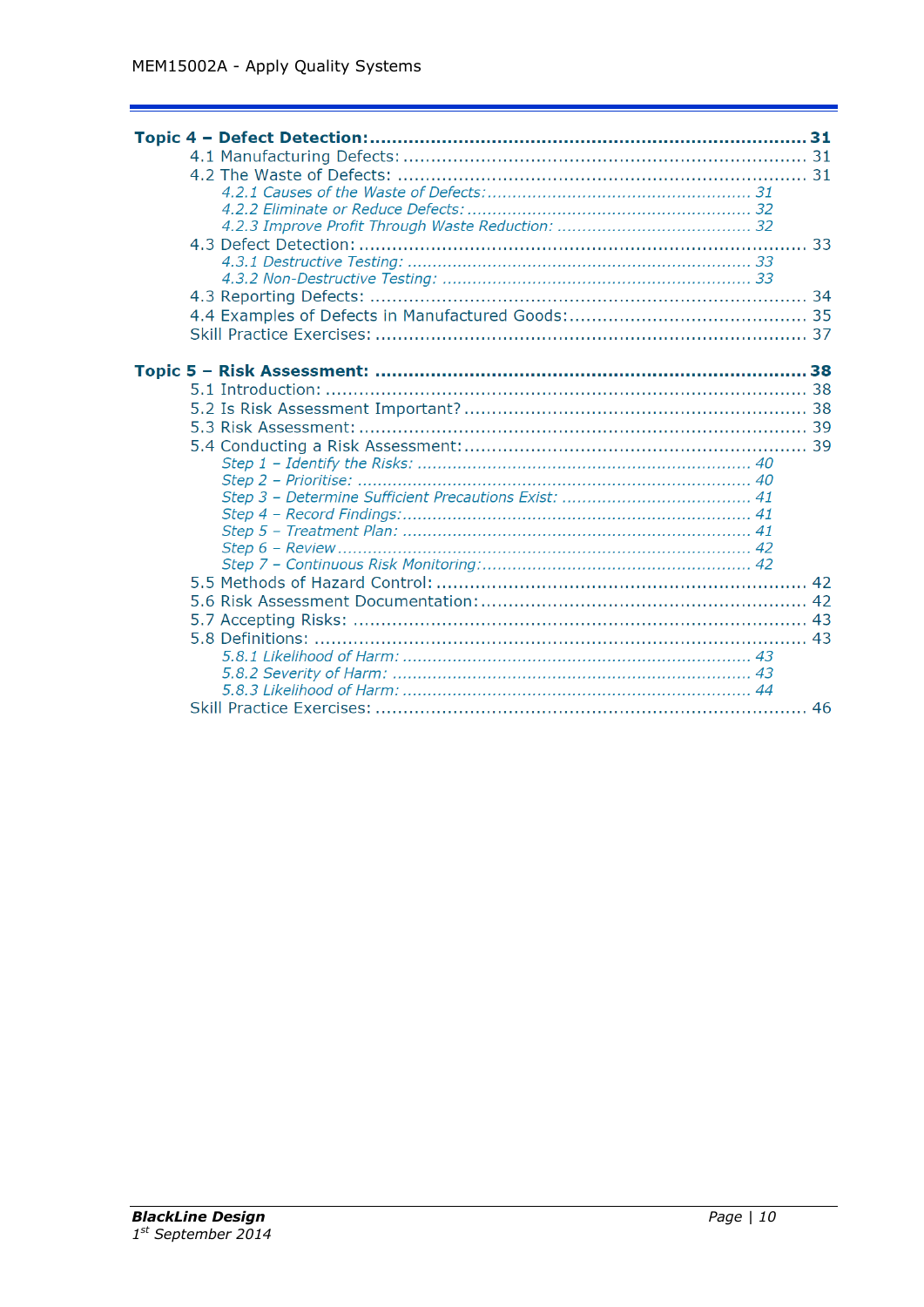**Topic 4 – Defect Detection:** .......... **31**

4.1 Manufacturing Defects: .......... 31

4.2 The Waste of Defects: .......... 31

*4.2.1 Causes of the Waste of Defects:* .......... *31*

*4.2.2 Eliminate or Reduce Defects:* .......... *32*

*4.2.3 Improve Profit Through Waste Reduction:* .......... *32*

4.3 Defect Detection: .......... 33

*4.3.1 Destructive Testing:* .......... *33*

*4.3.2 Non-Destructive Testing:* .......... *33*

4.3 Reporting Defects: .......... 34

4.4 Examples of Defects in Manufactured Goods: .......... 35

Skill Practice Exercises: .......... 37

**Topic 5 – Risk Assessment:** .......... **38**

5.1 Introduction: .......... 38

5.2 Is Risk Assessment Important? .......... 38

5.3 Risk Assessment: .......... 39

5.4 Conducting a Risk Assessment: .......... 39

*Step 1 – Identify the Risks:* .......... *40*

*Step 2 – Prioritise:* .......... *40*

*Step 3 – Determine Sufficient Precautions Exist:* .......... *41*

*Step 4 – Record Findings:* .......... *41*

*Step 5 – Treatment Plan:* .......... *41*

*Step 6 – Review* .......... *42*

*Step 7 – Continuous Risk Monitoring:* .......... *42*

5.5 Methods of Hazard Control: .......... 42

5.6 Risk Assessment Documentation: .......... 42

5.7 Accepting Risks: .......... 43

5.8 Definitions: .......... 43

*5.8.1 Likelihood of Harm:* .......... *43*

*5.8.2 Severity of Harm:* .......... *43*

*5.8.3 Likelihood of Harm:* .......... *44*

Skill Practice Exercises: .......... 46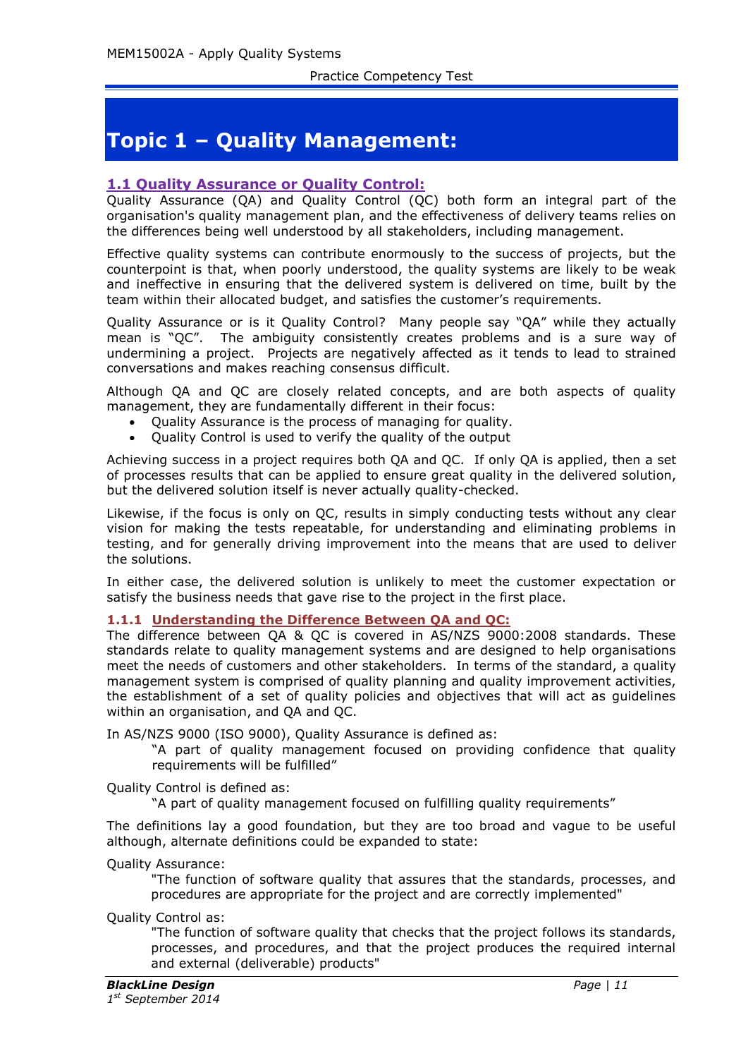# Topic 1 – Quality Management:

## 1.1 Quality Assurance or Quality Control:

Quality Assurance (QA) and Quality Control (QC) both form an integral part of the organisation's quality management plan, and the effectiveness of delivery teams relies on the differences being well understood by all stakeholders, including management.

Effective quality systems can contribute enormously to the success of projects, but the counterpoint is that, when poorly understood, the quality systems are likely to be weak and ineffective in ensuring that the delivered system is delivered on time, built by the team within their allocated budget, and satisfies the customer's requirements.

Quality Assurance or is it Quality Control? Many people say "QA" while they actually mean is "QC". The ambiguity consistently creates problems and is a sure way of undermining a project. Projects are negatively affected as it tends to lead to strained conversations and makes reaching consensus difficult.

Although QA and QC are closely related concepts, and are both aspects of quality management, they are fundamentally different in their focus:

- Quality Assurance is the process of managing for quality.
- Quality Control is used to verify the quality of the output

Achieving success in a project requires both QA and QC. If only QA is applied, then a set of processes results that can be applied to ensure great quality in the delivered solution, but the delivered solution itself is never actually quality-checked.

Likewise, if the focus is only on QC, results in simply conducting tests without any clear vision for making the tests repeatable, for understanding and eliminating problems in testing, and for generally driving improvement into the means that are used to deliver the solutions.

In either case, the delivered solution is unlikely to meet the customer expectation or satisfy the business needs that gave rise to the project in the first place.

### 1.1.1 Understanding the Difference Between QA and QC:

The difference between QA & QC is covered in AS/NZS 9000:2008 standards. These standards relate to quality management systems and are designed to help organisations meet the needs of customers and other stakeholders. In terms of the standard, a quality management system is comprised of quality planning and quality improvement activities, the establishment of a set of quality policies and objectives that will act as guidelines within an organisation, and QA and QC.

In AS/NZS 9000 (ISO 9000), Quality Assurance is defined as:

> "A part of quality management focused on providing confidence that quality requirements will be fulfilled"

Quality Control is defined as:

> "A part of quality management focused on fulfilling quality requirements"

The definitions lay a good foundation, but they are too broad and vague to be useful although, alternate definitions could be expanded to state:

Quality Assurance:

> "The function of software quality that assures that the standards, processes, and procedures are appropriate for the project and are correctly implemented"

Quality Control as:

> "The function of software quality that checks that the project follows its standards, processes, and procedures, and that the project produces the required internal and external (deliverable) products"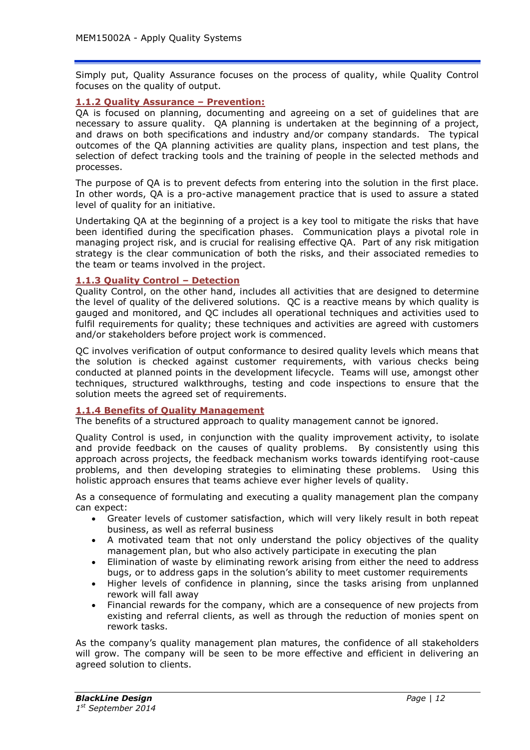Simply put, Quality Assurance focuses on the process of quality, while Quality Control focuses on the quality of output.

### 1.1.2 Quality Assurance – Prevention:

QA is focused on planning, documenting and agreeing on a set of guidelines that are necessary to assure quality. QA planning is undertaken at the beginning of a project, and draws on both specifications and industry and/or company standards. The typical outcomes of the QA planning activities are quality plans, inspection and test plans, the selection of defect tracking tools and the training of people in the selected methods and processes.

The purpose of QA is to prevent defects from entering into the solution in the first place. In other words, QA is a pro-active management practice that is used to assure a stated level of quality for an initiative.

Undertaking QA at the beginning of a project is a key tool to mitigate the risks that have been identified during the specification phases. Communication plays a pivotal role in managing project risk, and is crucial for realising effective QA. Part of any risk mitigation strategy is the clear communication of both the risks, and their associated remedies to the team or teams involved in the project.

### 1.1.3 Quality Control – Detection

Quality Control, on the other hand, includes all activities that are designed to determine the level of quality of the delivered solutions. QC is a reactive means by which quality is gauged and monitored, and QC includes all operational techniques and activities used to fulfil requirements for quality; these techniques and activities are agreed with customers and/or stakeholders before project work is commenced.

QC involves verification of output conformance to desired quality levels which means that the solution is checked against customer requirements, with various checks being conducted at planned points in the development lifecycle. Teams will use, amongst other techniques, structured walkthroughs, testing and code inspections to ensure that the solution meets the agreed set of requirements.

### 1.1.4 Benefits of Quality Management

The benefits of a structured approach to quality management cannot be ignored.

Quality Control is used, in conjunction with the quality improvement activity, to isolate and provide feedback on the causes of quality problems. By consistently using this approach across projects, the feedback mechanism works towards identifying root-cause problems, and then developing strategies to eliminating these problems. Using this holistic approach ensures that teams achieve ever higher levels of quality.

As a consequence of formulating and executing a quality management plan the company can expect:

- Greater levels of customer satisfaction, which will very likely result in both repeat business, as well as referral business
- A motivated team that not only understand the policy objectives of the quality management plan, but who also actively participate in executing the plan
- Elimination of waste by eliminating rework arising from either the need to address bugs, or to address gaps in the solution's ability to meet customer requirements
- Higher levels of confidence in planning, since the tasks arising from unplanned rework will fall away
- Financial rewards for the company, which are a consequence of new projects from existing and referral clients, as well as through the reduction of monies spent on rework tasks.

As the company's quality management plan matures, the confidence of all stakeholders will grow. The company will be seen to be more effective and efficient in delivering an agreed solution to clients.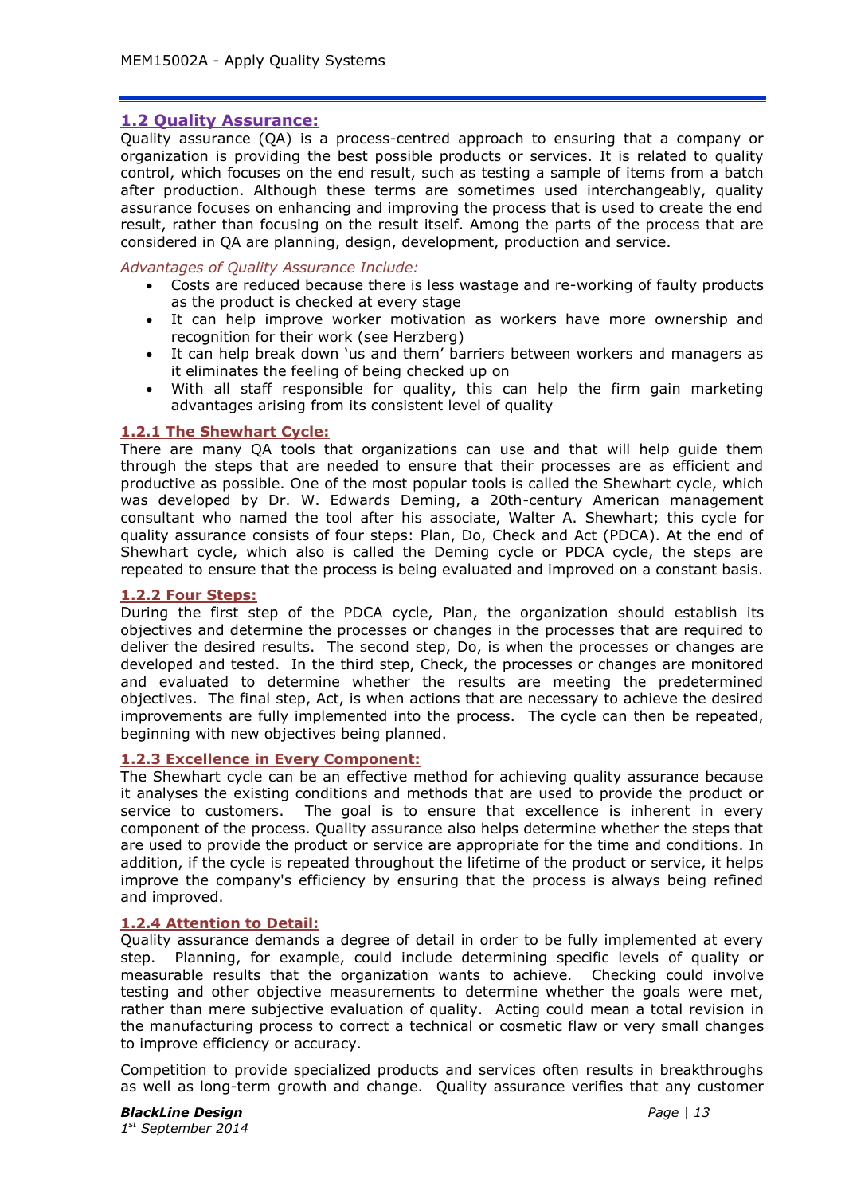## 1.2 Quality Assurance:

Quality assurance (QA) is a process-centred approach to ensuring that a company or organization is providing the best possible products or services. It is related to quality control, which focuses on the end result, such as testing a sample of items from a batch after production. Although these terms are sometimes used interchangeably, quality assurance focuses on enhancing and improving the process that is used to create the end result, rather than focusing on the result itself. Among the parts of the process that are considered in QA are planning, design, development, production and service.

*Advantages of Quality Assurance Include:*

- Costs are reduced because there is less wastage and re-working of faulty products as the product is checked at every stage
- It can help improve worker motivation as workers have more ownership and recognition for their work (see Herzberg)
- It can help break down 'us and them' barriers between workers and managers as it eliminates the feeling of being checked up on
- With all staff responsible for quality, this can help the firm gain marketing advantages arising from its consistent level of quality

### 1.2.1 The Shewhart Cycle:

There are many QA tools that organizations can use and that will help guide them through the steps that are needed to ensure that their processes are as efficient and productive as possible. One of the most popular tools is called the Shewhart cycle, which was developed by Dr. W. Edwards Deming, a 20th-century American management consultant who named the tool after his associate, Walter A. Shewhart; this cycle for quality assurance consists of four steps: Plan, Do, Check and Act (PDCA). At the end of Shewhart cycle, which also is called the Deming cycle or PDCA cycle, the steps are repeated to ensure that the process is being evaluated and improved on a constant basis.

### 1.2.2 Four Steps:

During the first step of the PDCA cycle, Plan, the organization should establish its objectives and determine the processes or changes in the processes that are required to deliver the desired results. The second step, Do, is when the processes or changes are developed and tested. In the third step, Check, the processes or changes are monitored and evaluated to determine whether the results are meeting the predetermined objectives. The final step, Act, is when actions that are necessary to achieve the desired improvements are fully implemented into the process. The cycle can then be repeated, beginning with new objectives being planned.

### 1.2.3 Excellence in Every Component:

The Shewhart cycle can be an effective method for achieving quality assurance because it analyses the existing conditions and methods that are used to provide the product or service to customers. The goal is to ensure that excellence is inherent in every component of the process. Quality assurance also helps determine whether the steps that are used to provide the product or service are appropriate for the time and conditions. In addition, if the cycle is repeated throughout the lifetime of the product or service, it helps improve the company's efficiency by ensuring that the process is always being refined and improved.

### 1.2.4 Attention to Detail:

Quality assurance demands a degree of detail in order to be fully implemented at every step. Planning, for example, could include determining specific levels of quality or measurable results that the organization wants to achieve. Checking could involve testing and other objective measurements to determine whether the goals were met, rather than mere subjective evaluation of quality. Acting could mean a total revision in the manufacturing process to correct a technical or cosmetic flaw or very small changes to improve efficiency or accuracy.

Competition to provide specialized products and services often results in breakthroughs as well as long-term growth and change. Quality assurance verifies that any customer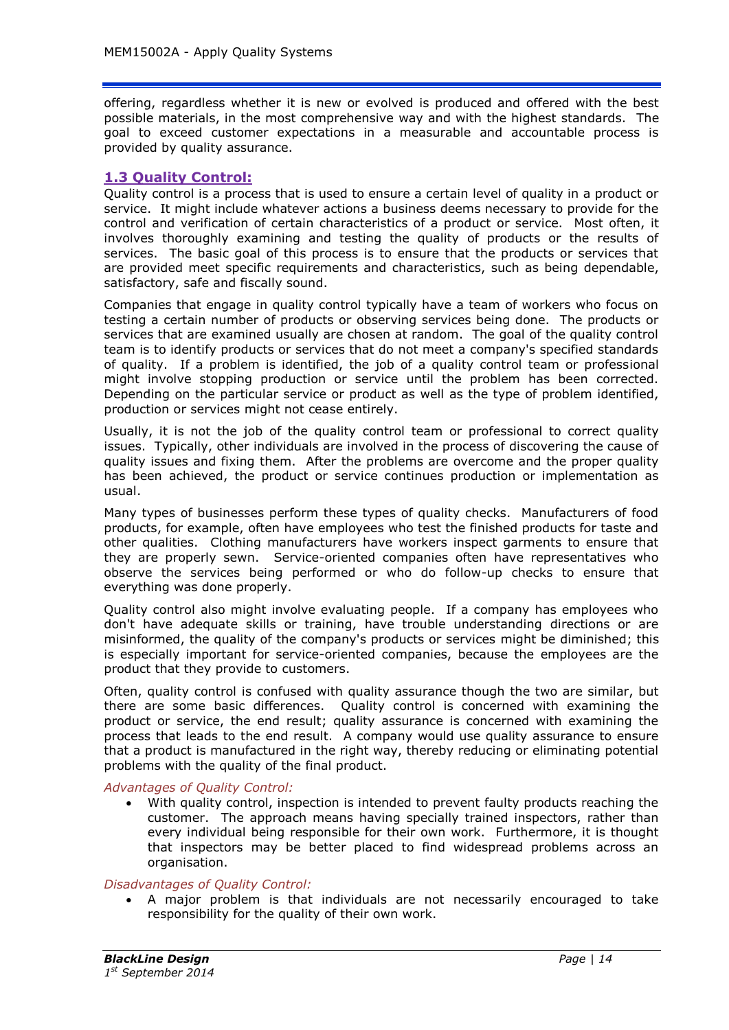offering, regardless whether it is new or evolved is produced and offered with the best possible materials, in the most comprehensive way and with the highest standards. The goal to exceed customer expectations in a measurable and accountable process is provided by quality assurance.

## 1.3 Quality Control:

Quality control is a process that is used to ensure a certain level of quality in a product or service. It might include whatever actions a business deems necessary to provide for the control and verification of certain characteristics of a product or service. Most often, it involves thoroughly examining and testing the quality of products or the results of services. The basic goal of this process is to ensure that the products or services that are provided meet specific requirements and characteristics, such as being dependable, satisfactory, safe and fiscally sound.

Companies that engage in quality control typically have a team of workers who focus on testing a certain number of products or observing services being done. The products or services that are examined usually are chosen at random. The goal of the quality control team is to identify products or services that do not meet a company's specified standards of quality. If a problem is identified, the job of a quality control team or professional might involve stopping production or service until the problem has been corrected. Depending on the particular service or product as well as the type of problem identified, production or services might not cease entirely.

Usually, it is not the job of the quality control team or professional to correct quality issues. Typically, other individuals are involved in the process of discovering the cause of quality issues and fixing them. After the problems are overcome and the proper quality has been achieved, the product or service continues production or implementation as usual.

Many types of businesses perform these types of quality checks. Manufacturers of food products, for example, often have employees who test the finished products for taste and other qualities. Clothing manufacturers have workers inspect garments to ensure that they are properly sewn. Service-oriented companies often have representatives who observe the services being performed or who do follow-up checks to ensure that everything was done properly.

Quality control also might involve evaluating people. If a company has employees who don't have adequate skills or training, have trouble understanding directions or are misinformed, the quality of the company's products or services might be diminished; this is especially important for service-oriented companies, because the employees are the product that they provide to customers.

Often, quality control is confused with quality assurance though the two are similar, but there are some basic differences. Quality control is concerned with examining the product or service, the end result; quality assurance is concerned with examining the process that leads to the end result. A company would use quality assurance to ensure that a product is manufactured in the right way, thereby reducing or eliminating potential problems with the quality of the final product.

*Advantages of Quality Control:*

- With quality control, inspection is intended to prevent faulty products reaching the customer. The approach means having specially trained inspectors, rather than every individual being responsible for their own work. Furthermore, it is thought that inspectors may be better placed to find widespread problems across an organisation.

*Disadvantages of Quality Control:*

- A major problem is that individuals are not necessarily encouraged to take responsibility for the quality of their own work.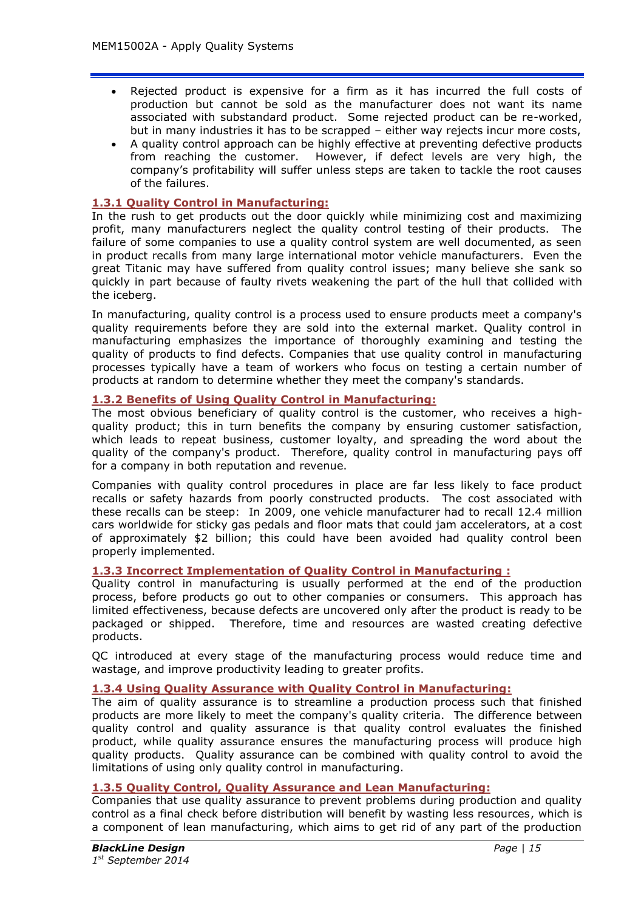- Rejected product is expensive for a firm as it has incurred the full costs of production but cannot be sold as the manufacturer does not want its name associated with substandard product. Some rejected product can be re-worked, but in many industries it has to be scrapped – either way rejects incur more costs,
- A quality control approach can be highly effective at preventing defective products from reaching the customer. However, if defect levels are very high, the company's profitability will suffer unless steps are taken to tackle the root causes of the failures.

### 1.3.1 Quality Control in Manufacturing:

In the rush to get products out the door quickly while minimizing cost and maximizing profit, many manufacturers neglect the quality control testing of their products. The failure of some companies to use a quality control system are well documented, as seen in product recalls from many large international motor vehicle manufacturers. Even the great Titanic may have suffered from quality control issues; many believe she sank so quickly in part because of faulty rivets weakening the part of the hull that collided with the iceberg.

In manufacturing, quality control is a process used to ensure products meet a company's quality requirements before they are sold into the external market. Quality control in manufacturing emphasizes the importance of thoroughly examining and testing the quality of products to find defects. Companies that use quality control in manufacturing processes typically have a team of workers who focus on testing a certain number of products at random to determine whether they meet the company's standards.

### 1.3.2 Benefits of Using Quality Control in Manufacturing:

The most obvious beneficiary of quality control is the customer, who receives a high-quality product; this in turn benefits the company by ensuring customer satisfaction, which leads to repeat business, customer loyalty, and spreading the word about the quality of the company's product. Therefore, quality control in manufacturing pays off for a company in both reputation and revenue.

Companies with quality control procedures in place are far less likely to face product recalls or safety hazards from poorly constructed products. The cost associated with these recalls can be steep: In 2009, one vehicle manufacturer had to recall 12.4 million cars worldwide for sticky gas pedals and floor mats that could jam accelerators, at a cost of approximately $2 billion; this could have been avoided had quality control been properly implemented.

### 1.3.3 Incorrect Implementation of Quality Control in Manufacturing :

Quality control in manufacturing is usually performed at the end of the production process, before products go out to other companies or consumers. This approach has limited effectiveness, because defects are uncovered only after the product is ready to be packaged or shipped. Therefore, time and resources are wasted creating defective products.

QC introduced at every stage of the manufacturing process would reduce time and wastage, and improve productivity leading to greater profits.

### 1.3.4 Using Quality Assurance with Quality Control in Manufacturing:

The aim of quality assurance is to streamline a production process such that finished products are more likely to meet the company's quality criteria. The difference between quality control and quality assurance is that quality control evaluates the finished product, while quality assurance ensures the manufacturing process will produce high quality products. Quality assurance can be combined with quality control to avoid the limitations of using only quality control in manufacturing.

### 1.3.5 Quality Control, Quality Assurance and Lean Manufacturing:

Companies that use quality assurance to prevent problems during production and quality control as a final check before distribution will benefit by wasting less resources, which is a component of lean manufacturing, which aims to get rid of any part of the production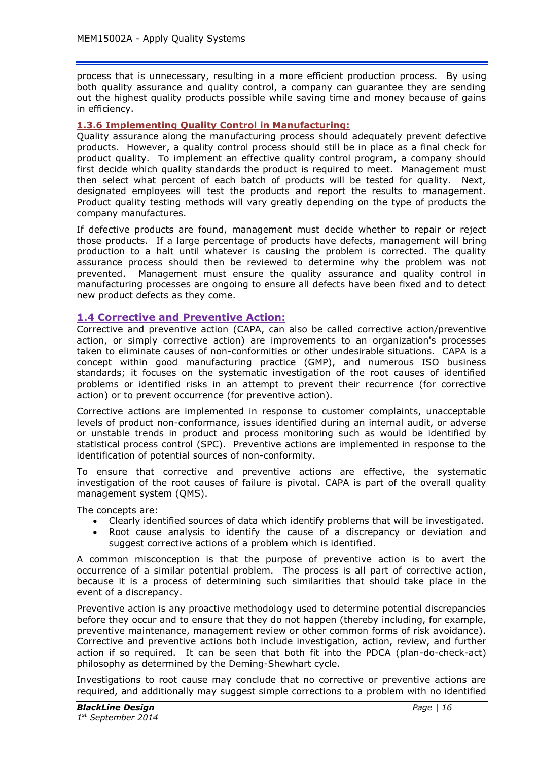process that is unnecessary, resulting in a more efficient production process. By using both quality assurance and quality control, a company can guarantee they are sending out the highest quality products possible while saving time and money because of gains in efficiency.

#### 1.3.6 Implementing Quality Control in Manufacturing:

Quality assurance along the manufacturing process should adequately prevent defective products. However, a quality control process should still be in place as a final check for product quality. To implement an effective quality control program, a company should first decide which quality standards the product is required to meet. Management must then select what percent of each batch of products will be tested for quality. Next, designated employees will test the products and report the results to management. Product quality testing methods will vary greatly depending on the type of products the company manufactures.

If defective products are found, management must decide whether to repair or reject those products. If a large percentage of products have defects, management will bring production to a halt until whatever is causing the problem is corrected. The quality assurance process should then be reviewed to determine why the problem was not prevented. Management must ensure the quality assurance and quality control in manufacturing processes are ongoing to ensure all defects have been fixed and to detect new product defects as they come.

### 1.4 Corrective and Preventive Action:

Corrective and preventive action (CAPA, can also be called corrective action/preventive action, or simply corrective action) are improvements to an organization's processes taken to eliminate causes of non-conformities or other undesirable situations. CAPA is a concept within good manufacturing practice (GMP), and numerous ISO business standards; it focuses on the systematic investigation of the root causes of identified problems or identified risks in an attempt to prevent their recurrence (for corrective action) or to prevent occurrence (for preventive action).

Corrective actions are implemented in response to customer complaints, unacceptable levels of product non-conformance, issues identified during an internal audit, or adverse or unstable trends in product and process monitoring such as would be identified by statistical process control (SPC). Preventive actions are implemented in response to the identification of potential sources of non-conformity.

To ensure that corrective and preventive actions are effective, the systematic investigation of the root causes of failure is pivotal. CAPA is part of the overall quality management system (QMS).

The concepts are:

- Clearly identified sources of data which identify problems that will be investigated.
- Root cause analysis to identify the cause of a discrepancy or deviation and suggest corrective actions of a problem which is identified.

A common misconception is that the purpose of preventive action is to avert the occurrence of a similar potential problem. The process is all part of corrective action, because it is a process of determining such similarities that should take place in the event of a discrepancy.

Preventive action is any proactive methodology used to determine potential discrepancies before they occur and to ensure that they do not happen (thereby including, for example, preventive maintenance, management review or other common forms of risk avoidance). Corrective and preventive actions both include investigation, action, review, and further action if so required. It can be seen that both fit into the PDCA (plan-do-check-act) philosophy as determined by the Deming-Shewhart cycle.

Investigations to root cause may conclude that no corrective or preventive actions are required, and additionally may suggest simple corrections to a problem with no identified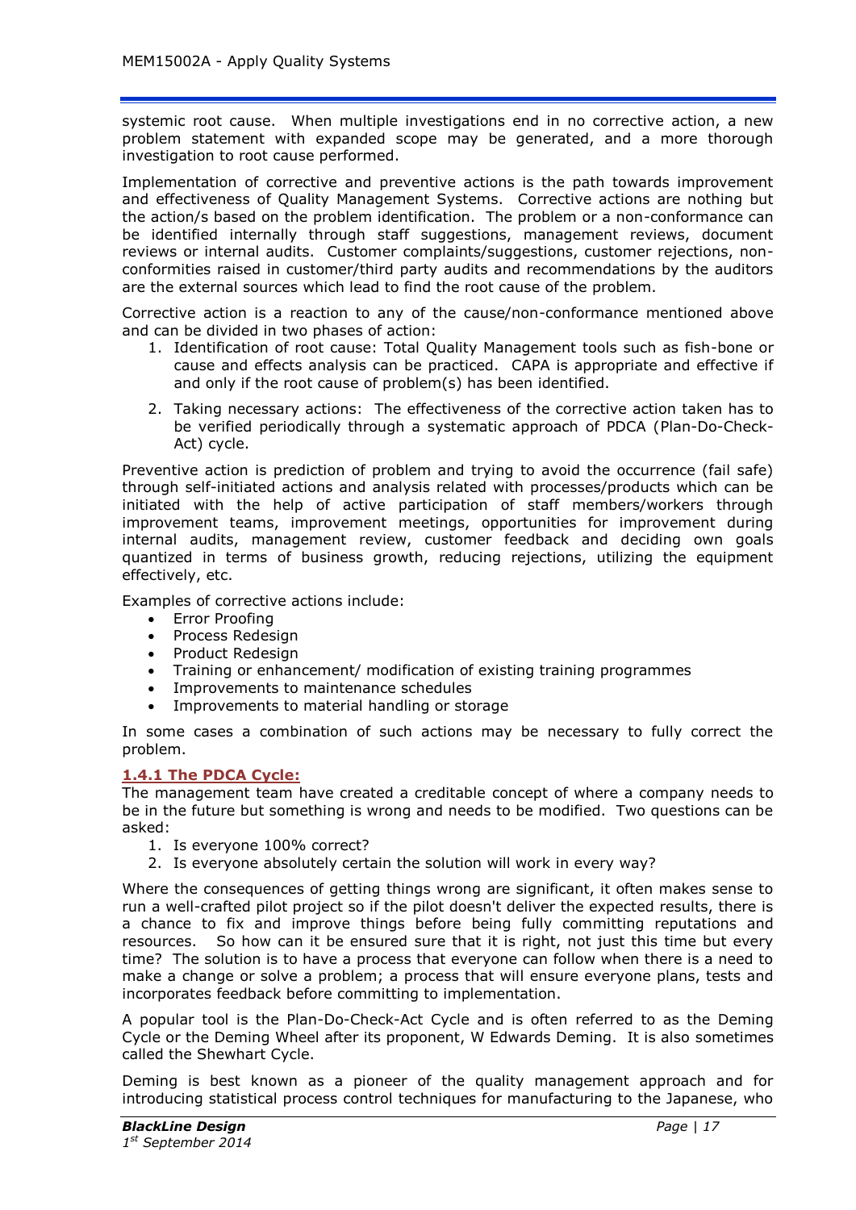systemic root cause. When multiple investigations end in no corrective action, a new problem statement with expanded scope may be generated, and a more thorough investigation to root cause performed.

Implementation of corrective and preventive actions is the path towards improvement and effectiveness of Quality Management Systems. Corrective actions are nothing but the action/s based on the problem identification. The problem or a non-conformance can be identified internally through staff suggestions, management reviews, document reviews or internal audits. Customer complaints/suggestions, customer rejections, non-conformities raised in customer/third party audits and recommendations by the auditors are the external sources which lead to find the root cause of the problem.

Corrective action is a reaction to any of the cause/non-conformance mentioned above and can be divided in two phases of action:

1. Identification of root cause: Total Quality Management tools such as fish-bone or cause and effects analysis can be practiced. CAPA is appropriate and effective if and only if the root cause of problem(s) has been identified.
2. Taking necessary actions: The effectiveness of the corrective action taken has to be verified periodically through a systematic approach of PDCA (Plan-Do-Check-Act) cycle.

Preventive action is prediction of problem and trying to avoid the occurrence (fail safe) through self-initiated actions and analysis related with processes/products which can be initiated with the help of active participation of staff members/workers through improvement teams, improvement meetings, opportunities for improvement during internal audits, management review, customer feedback and deciding own goals quantized in terms of business growth, reducing rejections, utilizing the equipment effectively, etc.

Examples of corrective actions include:

- Error Proofing
- Process Redesign
- Product Redesign
- Training or enhancement/ modification of existing training programmes
- Improvements to maintenance schedules
- Improvements to material handling or storage

In some cases a combination of such actions may be necessary to fully correct the problem.

### 1.4.1 The PDCA Cycle:

The management team have created a creditable concept of where a company needs to be in the future but something is wrong and needs to be modified. Two questions can be asked:

1. Is everyone 100% correct?
2. Is everyone absolutely certain the solution will work in every way?

Where the consequences of getting things wrong are significant, it often makes sense to run a well-crafted pilot project so if the pilot doesn't deliver the expected results, there is a chance to fix and improve things before being fully committing reputations and resources. So how can it be ensured sure that it is right, not just this time but every time? The solution is to have a process that everyone can follow when there is a need to make a change or solve a problem; a process that will ensure everyone plans, tests and incorporates feedback before committing to implementation.

A popular tool is the Plan-Do-Check-Act Cycle and is often referred to as the Deming Cycle or the Deming Wheel after its proponent, W Edwards Deming. It is also sometimes called the Shewhart Cycle.

Deming is best known as a pioneer of the quality management approach and for introducing statistical process control techniques for manufacturing to the Japanese, who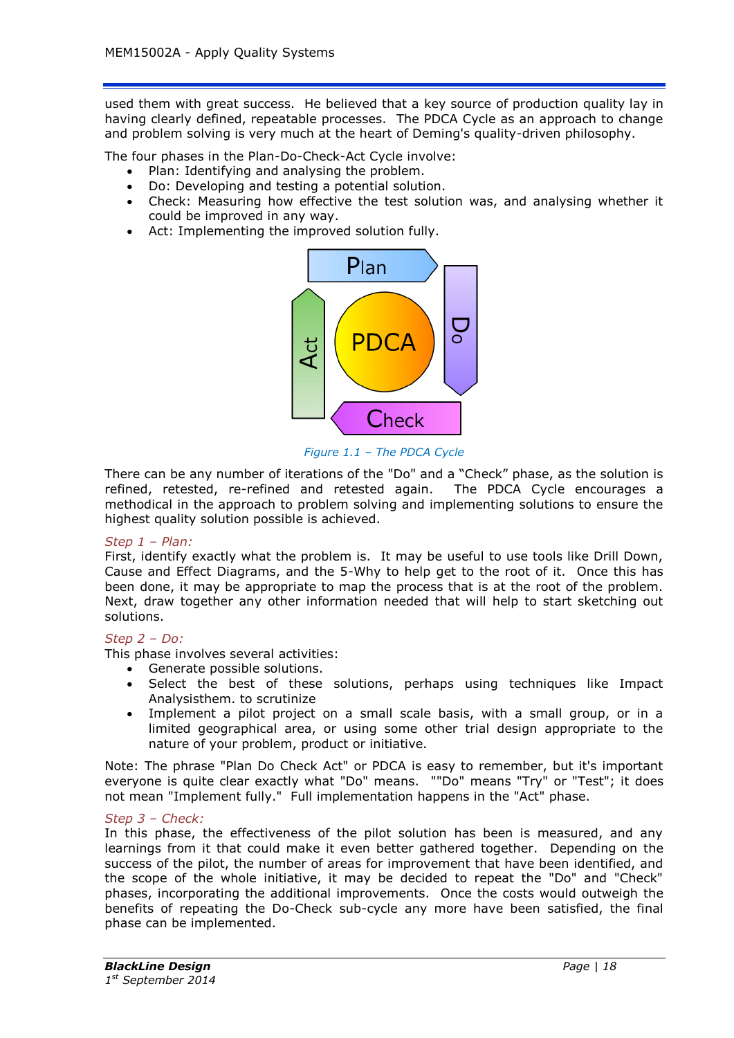used them with great success. He believed that a key source of production quality lay in having clearly defined, repeatable processes. The PDCA Cycle as an approach to change and problem solving is very much at the heart of Deming's quality-driven philosophy.

The four phases in the Plan-Do-Check-Act Cycle involve:

- Plan: Identifying and analysing the problem.
- Do: Developing and testing a potential solution.
- Check: Measuring how effective the test solution was, and analysing whether it could be improved in any way.
- Act: Implementing the improved solution fully.

*Figure 1.1 – The PDCA Cycle*

There can be any number of iterations of the "Do" and a "Check" phase, as the solution is refined, retested, re-refined and retested again. The PDCA Cycle encourages a methodical in the approach to problem solving and implementing solutions to ensure the highest quality solution possible is achieved.

*Step 1 – Plan:*
First, identify exactly what the problem is. It may be useful to use tools like Drill Down, Cause and Effect Diagrams, and the 5-Why to help get to the root of it. Once this has been done, it may be appropriate to map the process that is at the root of the problem. Next, draw together any other information needed that will help to start sketching out solutions.

*Step 2 – Do:*
This phase involves several activities:

- Generate possible solutions.
- Select the best of these solutions, perhaps using techniques like Impact Analysisthem. to scrutinize
- Implement a pilot project on a small scale basis, with a small group, or in a limited geographical area, or using some other trial design appropriate to the nature of your problem, product or initiative.

Note: The phrase "Plan Do Check Act" or PDCA is easy to remember, but it's important everyone is quite clear exactly what "Do" means. ""Do" means "Try" or "Test"; it does not mean "Implement fully." Full implementation happens in the "Act" phase.

*Step 3 – Check:*
In this phase, the effectiveness of the pilot solution has been is measured, and any learnings from it that could make it even better gathered together. Depending on the success of the pilot, the number of areas for improvement that have been identified, and the scope of the whole initiative, it may be decided to repeat the "Do" and "Check" phases, incorporating the additional improvements. Once the costs would outweigh the benefits of repeating the Do-Check sub-cycle any more have been satisfied, the final phase can be implemented.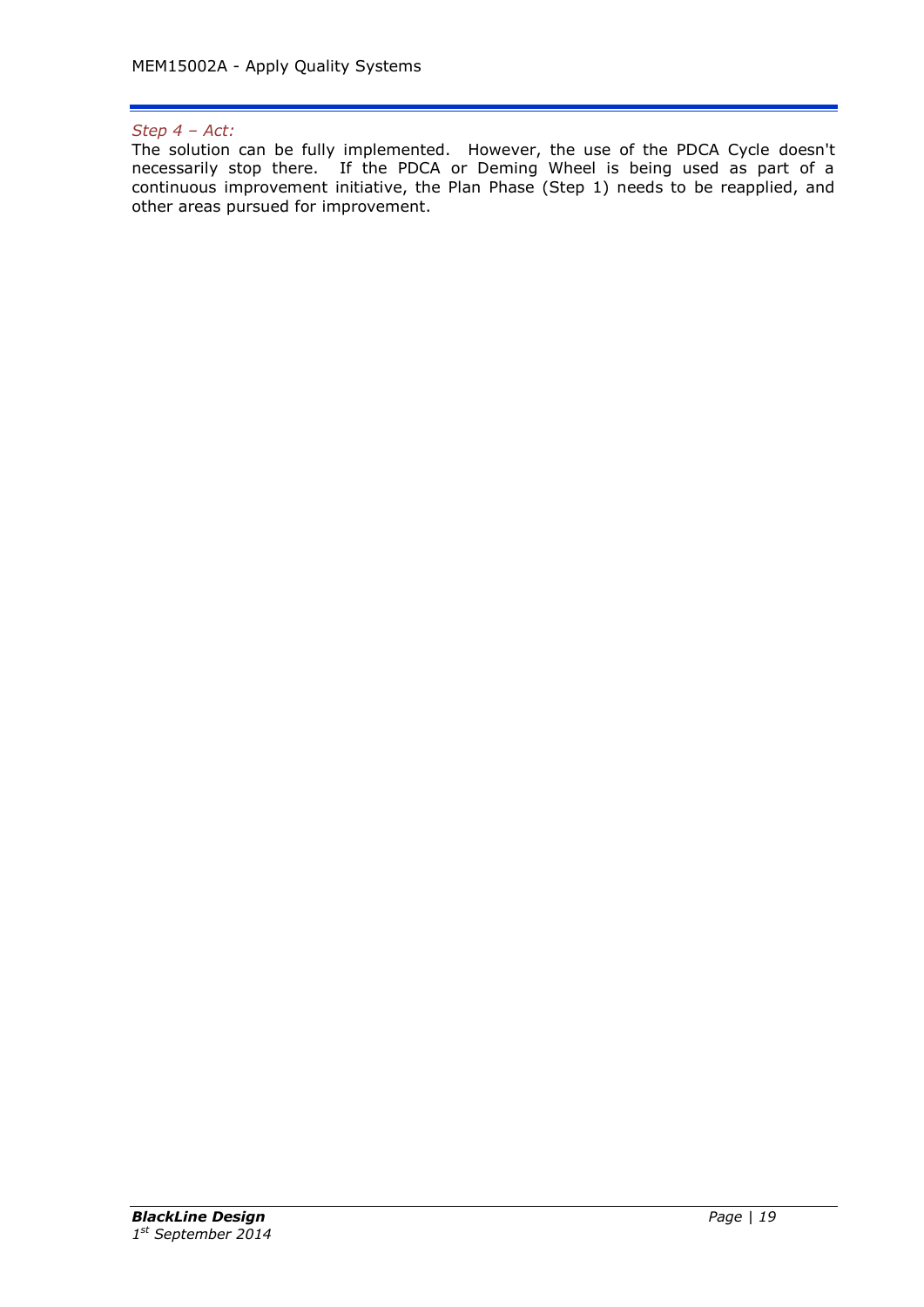*Step 4 – Act:*

The solution can be fully implemented. However, the use of the PDCA Cycle doesn't necessarily stop there. If the PDCA or Deming Wheel is being used as part of a continuous improvement initiative, the Plan Phase (Step 1) needs to be reapplied, and other areas pursued for improvement.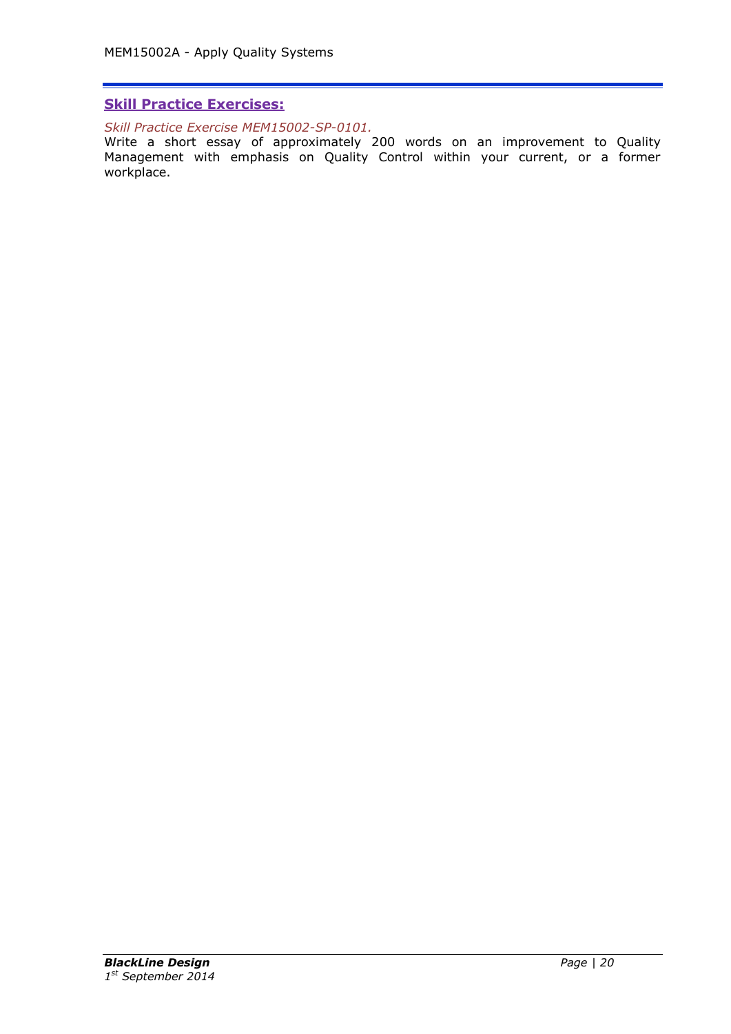## Skill Practice Exercises:

*Skill Practice Exercise MEM15002-SP-0101.*

Write a short essay of approximately 200 words on an improvement to Quality Management with emphasis on Quality Control within your current, or a former workplace.